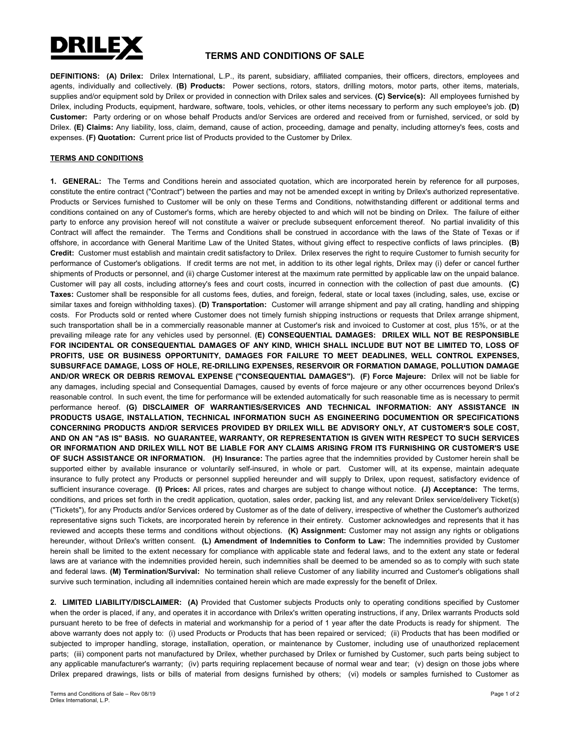**DRILEX**

# TERMS AND CONDITIONS OF SALE

**DEFINITIONS: (A) Drilex:** Drilex International, L.P., its parent, subsidiary, affiliated companies, their officers, directors, employees and agents, individually and collectively. **(B) Products:** Power sections, rotors, stators, drilling motors, motor parts, other items, materials, supplies and/or equipment sold by Drilex or provided in connection with Drilex sales and services. **(C) Service(s):** All employees furnished by Drilex, including Products, equipment, hardware, software, tools, vehicles, or other items necessary to perform any such employee's job. **(D) Customer:** Party ordering or on whose behalf Products and/or Services are ordered and received from or furnished, serviced, or sold by Drilex. **(E) Claims:** Any liability, loss, claim, demand, cause of action, proceeding, damage and penalty, including attorney's fees, costs and expenses. **(F) Quotation:** Current price list of Products provided to the Customer by Drilex.

**TERMS AND CONDITIONS**

**1. GENERAL:** The Terms and Conditions herein and associated quotation, which are incorporated herein by reference for all purposes, constitute the entire contract ("Contract") between the parties and may not be amended except in writing by Drilex's authorized representative. Products or Services furnished to Customer will be only on these Terms and Conditions, notwithstanding different or additional terms and conditions contained on any of Customer's forms, which are hereby objected to and which will not be binding on Drilex. The failure of either party to enforce any provision hereof will not constitute a waiver or preclude subsequent enforcement thereof. No partial invalidity of this Contract will affect the remainder. The Terms and Conditions shall be construed in accordance with the laws of the State of Texas or if offshore, in accordance with General Maritime Law of the United States, without giving effect to respective conflicts of laws principles. **(B) Credit:** Customer must establish and maintain credit satisfactory to Drilex. Drilex reserves the right to require Customer to furnish security for performance of Customer's obligations. If credit terms are not met, in addition to its other legal rights, Drilex may (i) defer or cancel further shipments of Products or personnel, and (ii) charge Customer interest at the maximum rate permitted by applicable law on the unpaid balance. Customer will pay all costs, including attorney's fees and court costs, incurred in connection with the collection of past due amounts. **(C) Taxes:** Customer shall be responsible for all customs fees, duties, and foreign, federal, state or local taxes (including, sales, use, excise or similar taxes and foreign withholding taxes). **(D) Transportation:** Customer will arrange shipment and pay all crating, handling and shipping costs. For Products sold or rented where Customer does not timely furnish shipping instructions or requests that Drilex arrange shipment, such transportation shall be in a commercially reasonable manner at Customer's risk and invoiced to Customer at cost, plus 15%, or at the prevailing mileage rate for any vehicles used by personnel. **(E) CONSEQUENTIAL DAMAGES: DRILEX WILL NOT BE RESPONSIBLE FOR INCIDENTAL OR CONSEQUENTIAL DAMAGES OF ANY KIND, WHICH SHALL INCLUDE BUT NOT BE LIMITED TO, LOSS OF PROFITS, USE OR BUSINESS OPPORTUNITY, DAMAGES FOR FAILURE TO MEET DEADLINES, WELL CONTROL EXPENSES, SUBSURFACE DAMAGE, LOSS OF HOLE, RE-DRILLING EXPENSES, RESERVOIR OR FORMATION DAMAGE, POLLUTION DAMAGE AND/OR WRECK OR DEBRIS REMOVAL EXPENSE ("CONSEQUENTIAL DAMAGES"). (F) Force Majeure:** Drilex will not be liable for any damages, including special and Consequential Damages, caused by events of force majeure or any other occurrences beyond Drilex's reasonable control. In such event, the time for performance will be extended automatically for such reasonable time as is necessary to permit performance hereof. **(G) DISCLAIMER OF WARRANTIES/SERVICES AND TECHNICAL INFORMATION: ANY ASSISTANCE IN PRODUCTS USAGE, INSTALLATION, TECHNICAL INFORMATION SUCH AS ENGINEERING DOCUMENTION OR SPECIFICATIONS CONCERNING PRODUCTS AND/OR SERVICES PROVIDED BY DRILEX WILL BE ADVISORY ONLY, AT CUSTOMER'S SOLE COST, AND ON AN "AS IS" BASIS. NO GUARANTEE, WARRANTY, OR REPRESENTATION IS GIVEN WITH RESPECT TO SUCH SERVICES OR INFORMATION AND DRILEX WILL NOT BE LIABLE FOR ANY CLAIMS ARISING FROM ITS FURNISHING OR CUSTOMER'S USE OF SUCH ASSISTANCE OR INFORMATION. (H) Insurance:** The parties agree that the indemnities provided by Customer herein shall be supported either by available insurance or voluntarily self-insured, in whole or part. Customer will, at its expense, maintain adequate insurance to fully protect any Products or personnel supplied hereunder and will supply to Drilex, upon request, satisfactory evidence of sufficient insurance coverage. **(I) Prices:** All prices, rates and charges are subject to change without notice. **(J) Acceptance:** The terms, conditions, and prices set forth in the credit application, quotation, sales order, packing list, and any relevant Drilex service/delivery Ticket(s) ("Tickets"), for any Products and/or Services ordered by Customer as of the date of delivery, irrespective of whether the Customer's authorized representative signs such Tickets, are incorporated herein by reference in their entirety. Customer acknowledges and represents that it has reviewed and accepts these terms and conditions without objections. **(K) Assignment:** Customer may not assign any rights or obligations hereunder, without Drilex's written consent. **(L) Amendment of Indemnities to Conform to Law:** The indemnities provided by Customer herein shall be limited to the extent necessary for compliance with applicable state and federal laws, and to the extent any state or federal laws are at variance with the indemnities provided herein, such indemnities shall be deemed to be amended so as to comply with such state and federal laws. **(M) Termination/Survival:** No termination shall relieve Customer of any liability incurred and Customer's obligations shall survive such termination, including all indemnities contained herein which are made expressly for the benefit of Drilex.

**2. LIMITED LIABILITY/DISCLAIMER: (A)** Provided that Customer subjects Products only to operating conditions specified by Customer when the order is placed, if any, and operates it in accordance with Drilex's written operating instructions, if any, Drilex warrants Products sold pursuant hereto to be free of defects in material and workmanship for a period of 1 year after the date Products is ready for shipment. The above warranty does not apply to: (i) used Products or Products that has been repaired or serviced; (ii) Products that has been modified or subjected to improper handling, storage, installation, operation, or maintenance by Customer, including use of unauthorized replacement parts; (iii) component parts not manufactured by Drilex, whether purchased by Drilex or furnished by Customer, such parts being subject to any applicable manufacturer's warranty; (iv) parts requiring replacement because of normal wear and tear; (v) design on those jobs where Drilex prepared drawings, lists or bills of material from designs furnished by others; (vi) models or samples furnished to Customer as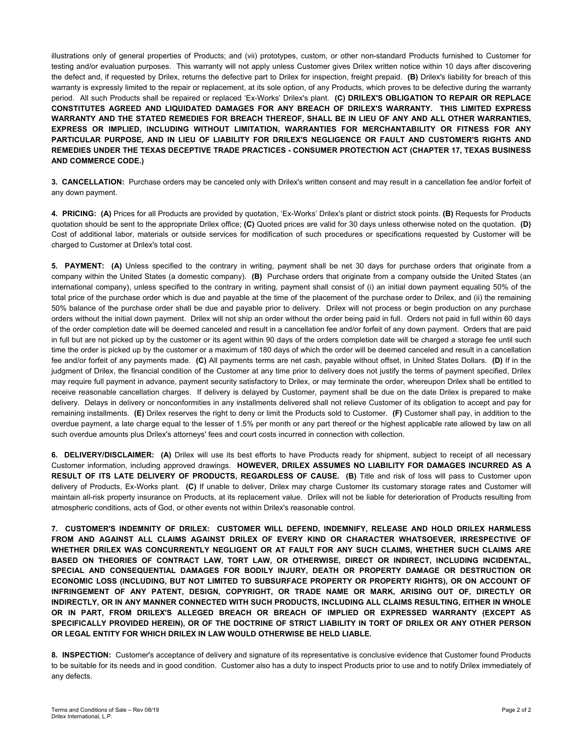illustrations only of general properties of Products; and (vii) prototypes, custom, or other non-standard Products furnished to Customer for testing and/or evaluation purposes. This warranty will not apply unless Customer gives Drilex written notice within 10 days after discovering the defect and, if requested by Drilex, returns the defective part to Drilex for inspection, freight prepaid. **(B)** Drilex's liability for breach of this warranty is expressly limited to the repair or replacement, at its sole option, of any Products, which proves to be defective during the warranty period. All such Products shall be repaired or replaced 'Ex-Works' Drilex's plant. **(C) DRILEX'S OBLIGATION TO REPAIR OR REPLACE CONSTITUTES AGREED AND LIQUIDATED DAMAGES FOR ANY BREACH OF DRILEX'S WARRANTY. THIS LIMITED EXPRESS WARRANTY AND THE STATED REMEDIES FOR BREACH THEREOF, SHALL BE IN LIEU OF ANY AND ALL OTHER WARRANTIES, EXPRESS OR IMPLIED, INCLUDING WITHOUT LIMITATION, WARRANTIES FOR MERCHANTABILITY OR FITNESS FOR ANY PARTICULAR PURPOSE, AND IN LIEU OF LIABILITY FOR DRILEX'S NEGLIGENCE OR FAULT AND CUSTOMER'S RIGHTS AND REMEDIES UNDER THE TEXAS DECEPTIVE TRADE PRACTICES - CONSUMER PROTECTION ACT (CHAPTER 17, TEXAS BUSINESS AND COMMERCE CODE.)**

**3. CANCELLATION:** Purchase orders may be canceled only with Drilex's written consent and may result in a cancellation fee and/or forfeit of any down payment.

**4. PRICING: (A)** Prices for all Products are provided by quotation, 'Ex-Works' Drilex's plant or district stock points. **(B)** Requests for Products quotation should be sent to the appropriate Drilex office; **(C)** Quoted prices are valid for 30 days unless otherwise noted on the quotation. **(D)** Cost of additional labor, materials or outside services for modification of such procedures or specifications requested by Customer will be charged to Customer at Drilex's total cost.

**5. PAYMENT: (A)** Unless specified to the contrary in writing, payment shall be net 30 days for purchase orders that originate from a company within the United States (a domestic company). **(B)** Purchase orders that originate from a company outside the United States (an international company), unless specified to the contrary in writing, payment shall consist of (i) an initial down payment equaling 50% of the total price of the purchase order which is due and payable at the time of the placement of the purchase order to Drilex, and (ii) the remaining 50% balance of the purchase order shall be due and payable prior to delivery. Drilex will not process or begin production on any purchase orders without the initial down payment. Drilex will not ship an order without the order being paid in full. Orders not paid in full within 60 days of the order completion date will be deemed canceled and result in a cancellation fee and/or forfeit of any down payment. Orders that are paid in full but are not picked up by the customer or its agent within 90 days of the orders completion date will be charged a storage fee until such time the order is picked up by the customer or a maximum of 180 days of which the order will be deemed canceled and result in a cancellation fee and/or forfeit of any payments made. **(C)** All payments terms are net cash, payable without offset, in United States Dollars. **(D)** If in the judgment of Drilex, the financial condition of the Customer at any time prior to delivery does not justify the terms of payment specified, Drilex may require full payment in advance, payment security satisfactory to Drilex, or may terminate the order, whereupon Drilex shall be entitled to receive reasonable cancellation charges. If delivery is delayed by Customer, payment shall be due on the date Drilex is prepared to make delivery. Delays in delivery or nonconformities in any installments delivered shall not relieve Customer of its obligation to accept and pay for remaining installments. **(E)** Drilex reserves the right to deny or limit the Products sold to Customer. **(F)** Customer shall pay, in addition to the overdue payment, a late charge equal to the lesser of 1.5% per month or any part thereof or the highest applicable rate allowed by law on all such overdue amounts plus Drilex's attorneys' fees and court costs incurred in connection with collection.

**6. DELIVERY/DISCLAIMER: (A)** Drilex will use its best efforts to have Products ready for shipment, subject to receipt of all necessary Customer information, including approved drawings. **HOWEVER, DRILEX ASSUMES NO LIABILITY FOR DAMAGES INCURRED AS A RESULT OF ITS LATE DELIVERY OF PRODUCTS, REGARDLESS OF CAUSE. (B)** Title and risk of loss will pass to Customer upon delivery of Products, Ex-Works plant. **(C)** If unable to deliver, Drilex may charge Customer its customary storage rates and Customer will maintain all-risk property insurance on Products, at its replacement value. Drilex will not be liable for deterioration of Products resulting from atmospheric conditions, acts of God, or other events not within Drilex's reasonable control.

**7. CUSTOMER'S INDEMNITY OF DRILEX: CUSTOMER WILL DEFEND, INDEMNIFY, RELEASE AND HOLD DRILEX HARMLESS FROM AND AGAINST ALL CLAIMS AGAINST DRILEX OF EVERY KIND OR CHARACTER WHATSOEVER, IRRESPECTIVE OF WHETHER DRILEX WAS CONCURRENTLY NEGLIGENT OR AT FAULT FOR ANY SUCH CLAIMS, WHETHER SUCH CLAIMS ARE BASED ON THEORIES OF CONTRACT LAW, TORT LAW, OR OTHERWISE, DIRECT OR INDIRECT, INCLUDING INCIDENTAL, SPECIAL AND CONSEQUENTIAL DAMAGES FOR BODILY INJURY, DEATH OR PROPERTY DAMAGE OR DESTRUCTION OR ECONOMIC LOSS (INCLUDING, BUT NOT LIMITED TO SUBSURFACE PROPERTY OR PROPERTY RIGHTS), OR ON ACCOUNT OF INFRINGEMENT OF ANY PATENT, DESIGN, COPYRIGHT, OR TRADE NAME OR MARK, ARISING OUT OF, DIRECTLY OR INDIRECTLY, OR IN ANY MANNER CONNECTED WITH SUCH PRODUCTS, INCLUDING ALL CLAIMS RESULTING, EITHER IN WHOLE OR IN PART, FROM DRILEX'S ALLEGED BREACH OR BREACH OF IMPLIED OR EXPRESSED WARRANTY (EXCEPT AS SPECIFICALLY PROVIDED HEREIN), OR OF THE DOCTRINE OF STRICT LIABILITY IN TORT OF DRILEX OR ANY OTHER PERSON OR LEGAL ENTITY FOR WHICH DRILEX IN LAW WOULD OTHERWISE BE HELD LIABLE.**

**8. INSPECTION:** Customer's acceptance of delivery and signature of its representative is conclusive evidence that Customer found Products to be suitable for its needs and in good condition. Customer also has a duty to inspect Products prior to use and to notify Drilex immediately of any defects.

Terms and Conditions of Sale – Rev 08/19
Drilex International, L.P.